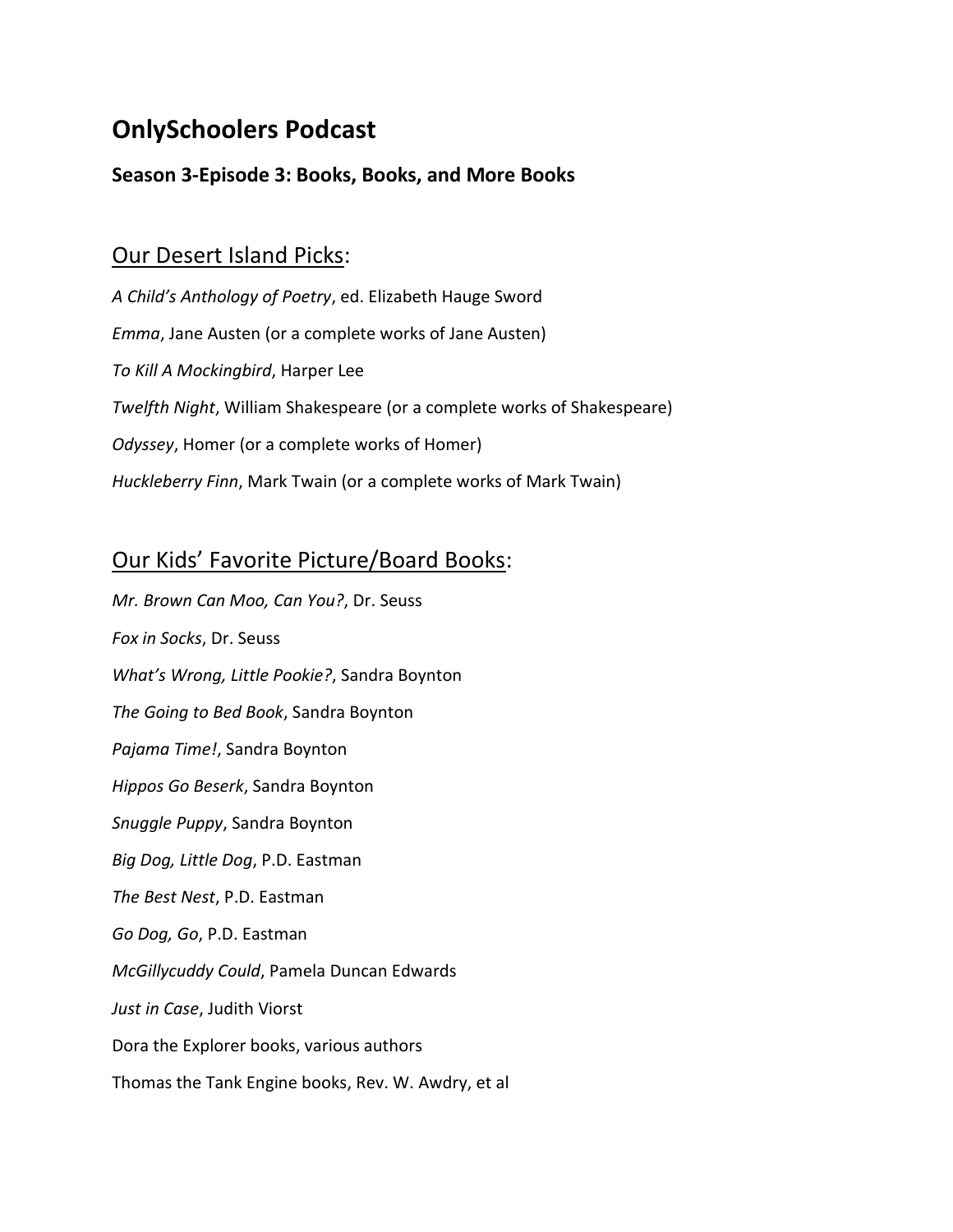# OnlySchoolers Podcast

### Season 3-Episode 3: Books, Books, and More Books

## Our Desert Island Picks:

*A Child's Anthology of Poetry*, ed. Elizabeth Hauge Sword

*Emma*, Jane Austen (or a complete works of Jane Austen)

*To Kill A Mockingbird*, Harper Lee

*Twelfth Night*, William Shakespeare (or a complete works of Shakespeare)

*Odyssey*, Homer (or a complete works of Homer)

*Huckleberry Finn*, Mark Twain (or a complete works of Mark Twain)

## Our Kids' Favorite Picture/Board Books:

*Mr. Brown Can Moo, Can You?*, Dr. Seuss

*Fox in Socks*, Dr. Seuss

*What's Wrong, Little Pookie?*, Sandra Boynton

*The Going to Bed Book*, Sandra Boynton

*Pajama Time!*, Sandra Boynton

*Hippos Go Beserk*, Sandra Boynton

*Snuggle Puppy*, Sandra Boynton

*Big Dog, Little Dog*, P.D. Eastman

*The Best Nest*, P.D. Eastman

*Go Dog, Go*, P.D. Eastman

*McGillycuddy Could*, Pamela Duncan Edwards

*Just in Case*, Judith Viorst

Dora the Explorer books, various authors

Thomas the Tank Engine books, Rev. W. Awdry, et al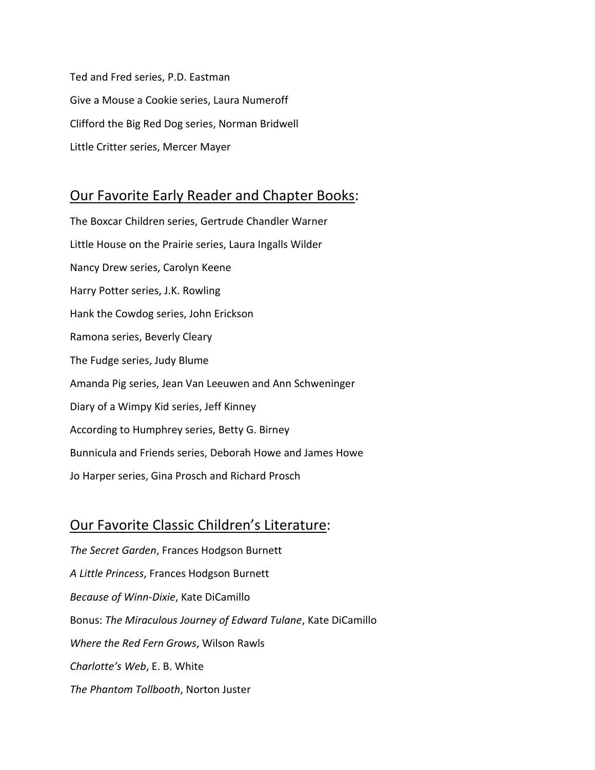Ted and Fred series, P.D. Eastman

Give a Mouse a Cookie series, Laura Numeroff

Clifford the Big Red Dog series, Norman Bridwell

Little Critter series, Mercer Mayer

## <u>Our Favorite Early Reader and Chapter Books</u>:

The Boxcar Children series, Gertrude Chandler Warner

Little House on the Prairie series, Laura Ingalls Wilder

Nancy Drew series, Carolyn Keene

Harry Potter series, J.K. Rowling

Hank the Cowdog series, John Erickson

Ramona series, Beverly Cleary

The Fudge series, Judy Blume

Amanda Pig series, Jean Van Leeuwen and Ann Schweninger

Diary of a Wimpy Kid series, Jeff Kinney

According to Humphrey series, Betty G. Birney

Bunnicula and Friends series, Deborah Howe and James Howe

Jo Harper series, Gina Prosch and Richard Prosch

## <u>Our Favorite Classic Children's Literature</u>:

*The Secret Garden*, Frances Hodgson Burnett

*A Little Princess*, Frances Hodgson Burnett

*Because of Winn-Dixie*, Kate DiCamillo

Bonus: *The Miraculous Journey of Edward Tulane*, Kate DiCamillo

*Where the Red Fern Grows*, Wilson Rawls

*Charlotte's Web*, E. B. White

*The Phantom Tollbooth*, Norton Juster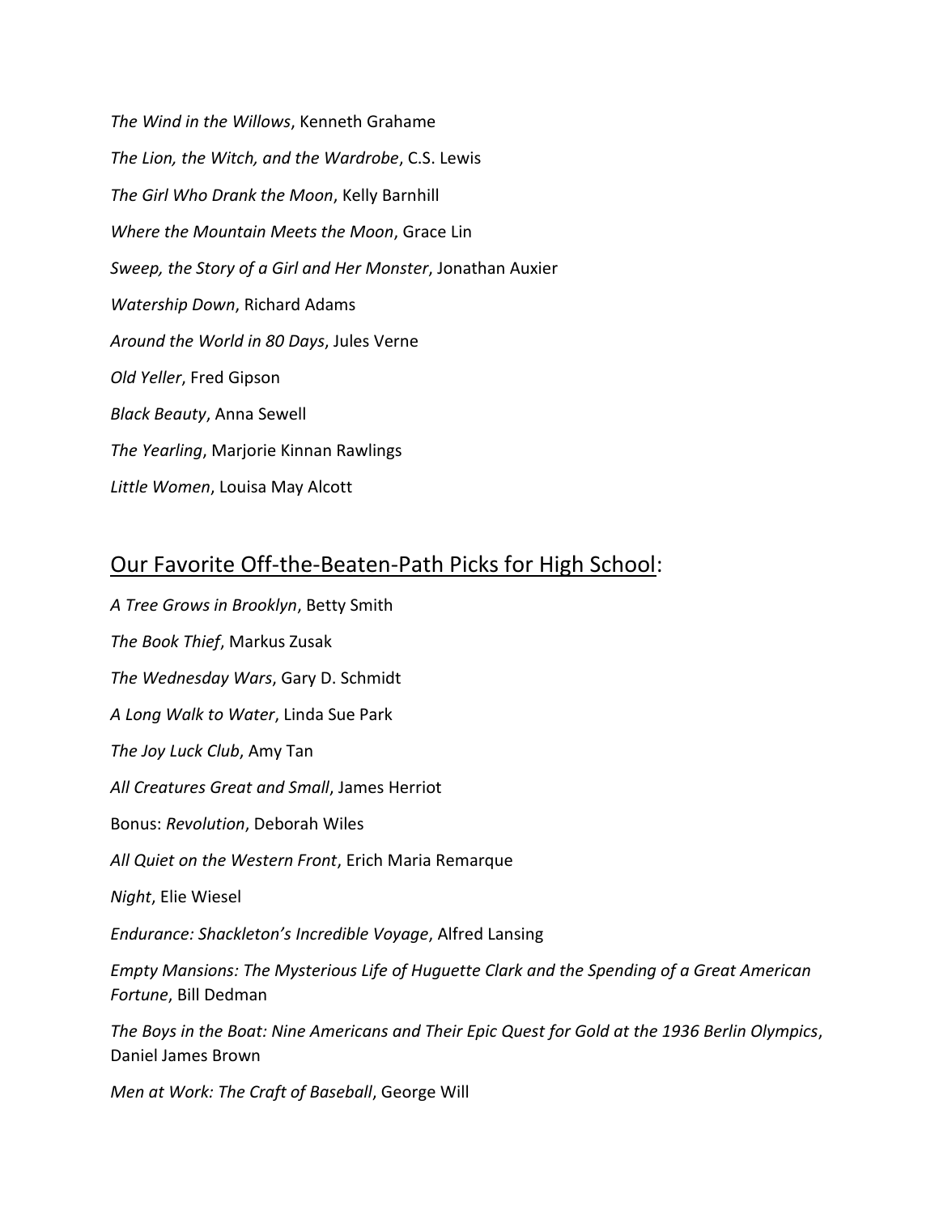*The Wind in the Willows*, Kenneth Grahame

*The Lion, the Witch, and the Wardrobe*, C.S. Lewis

*The Girl Who Drank the Moon*, Kelly Barnhill

*Where the Mountain Meets the Moon*, Grace Lin

*Sweep, the Story of a Girl and Her Monster*, Jonathan Auxier

*Watership Down*, Richard Adams

*Around the World in 80 Days*, Jules Verne

*Old Yeller*, Fred Gipson

*Black Beauty*, Anna Sewell

*The Yearling*, Marjorie Kinnan Rawlings

*Little Women*, Louisa May Alcott

## Our Favorite Off-the-Beaten-Path Picks for High School:

*A Tree Grows in Brooklyn*, Betty Smith

*The Book Thief*, Markus Zusak

*The Wednesday Wars*, Gary D. Schmidt

*A Long Walk to Water*, Linda Sue Park

*The Joy Luck Club*, Amy Tan

*All Creatures Great and Small*, James Herriot

Bonus: *Revolution*, Deborah Wiles

*All Quiet on the Western Front*, Erich Maria Remarque

*Night*, Elie Wiesel

*Endurance: Shackleton's Incredible Voyage*, Alfred Lansing

*Empty Mansions: The Mysterious Life of Huguette Clark and the Spending of a Great American Fortune*, Bill Dedman

*The Boys in the Boat: Nine Americans and Their Epic Quest for Gold at the 1936 Berlin Olympics*, Daniel James Brown

*Men at Work: The Craft of Baseball*, George Will